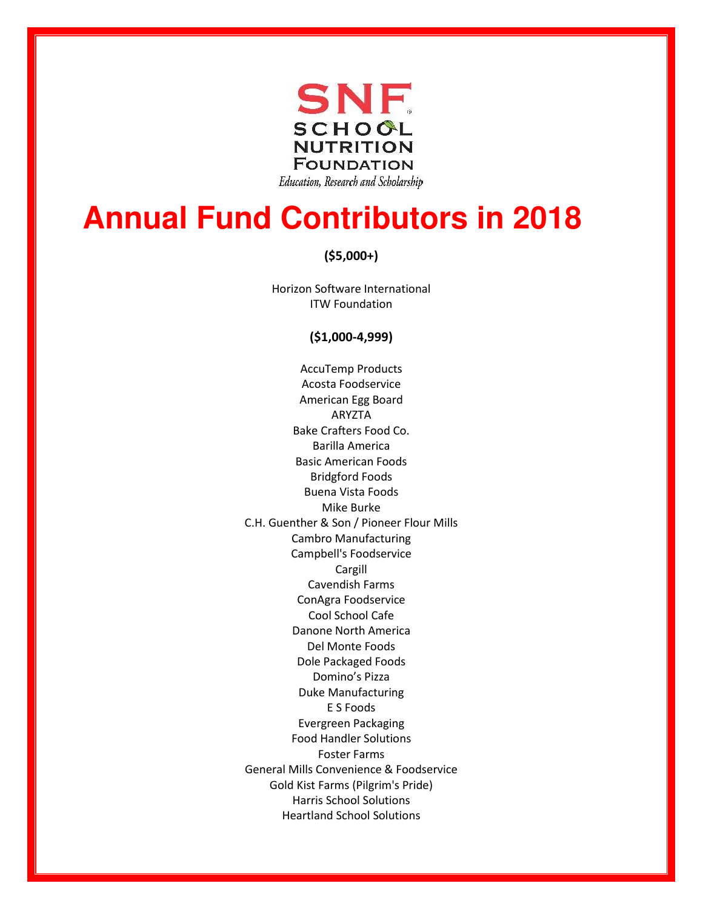SNF
SCHOOL
NUTRITION
FOUNDATION
*Education, Research and Scholarship*

# Annual Fund Contributors in 2018

**($5,000+)**

Horizon Software International
ITW Foundation

**($1,000-4,999)**

AccuTemp Products
Acosta Foodservice
American Egg Board
ARYZTA
Bake Crafters Food Co.
Barilla America
Basic American Foods
Bridgford Foods
Buena Vista Foods
Mike Burke
C.H. Guenther & Son / Pioneer Flour Mills
Cambro Manufacturing
Campbell's Foodservice
Cargill
Cavendish Farms
ConAgra Foodservice
Cool School Cafe
Danone North America
Del Monte Foods
Dole Packaged Foods
Domino's Pizza
Duke Manufacturing
E S Foods
Evergreen Packaging
Food Handler Solutions
Foster Farms
General Mills Convenience & Foodservice
Gold Kist Farms (Pilgrim's Pride)
Harris School Solutions
Heartland School Solutions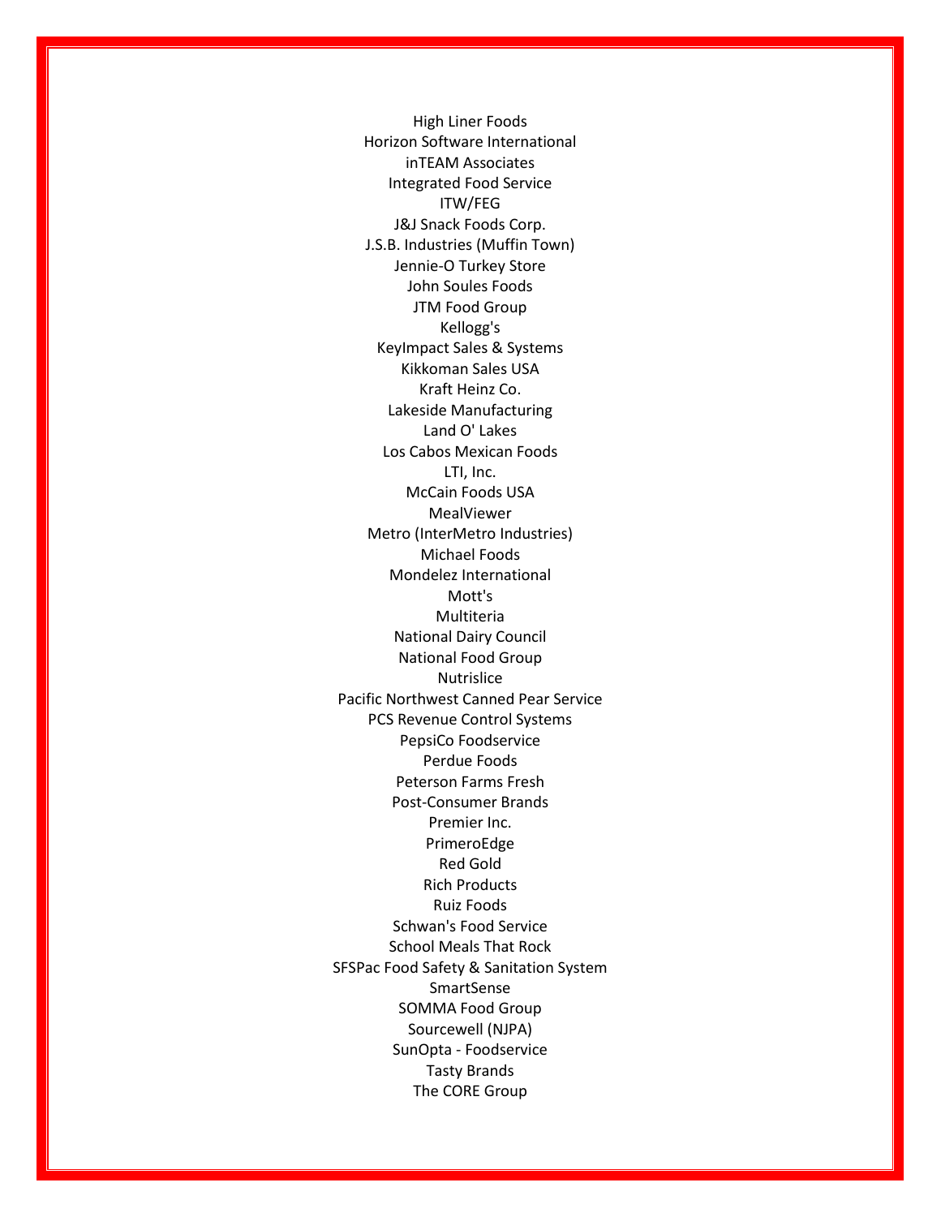High Liner Foods
Horizon Software International
inTEAM Associates
Integrated Food Service
ITW/FEG
J&J Snack Foods Corp.
J.S.B. Industries (Muffin Town)
Jennie-O Turkey Store
John Soules Foods
JTM Food Group
Kellogg's
KeyImpact Sales & Systems
Kikkoman Sales USA
Kraft Heinz Co.
Lakeside Manufacturing
Land O' Lakes
Los Cabos Mexican Foods
LTI, Inc.
McCain Foods USA
MealViewer
Metro (InterMetro Industries)
Michael Foods
Mondelez International
Mott's
Multiteria
National Dairy Council
National Food Group
Nutrislice
Pacific Northwest Canned Pear Service
PCS Revenue Control Systems
PepsiCo Foodservice
Perdue Foods
Peterson Farms Fresh
Post-Consumer Brands
Premier Inc.
PrimeroEdge
Red Gold
Rich Products
Ruiz Foods
Schwan's Food Service
School Meals That Rock
SFSPac Food Safety & Sanitation System
SmartSense
SOMMA Food Group
Sourcewell (NJPA)
SunOpta - Foodservice
Tasty Brands
The CORE Group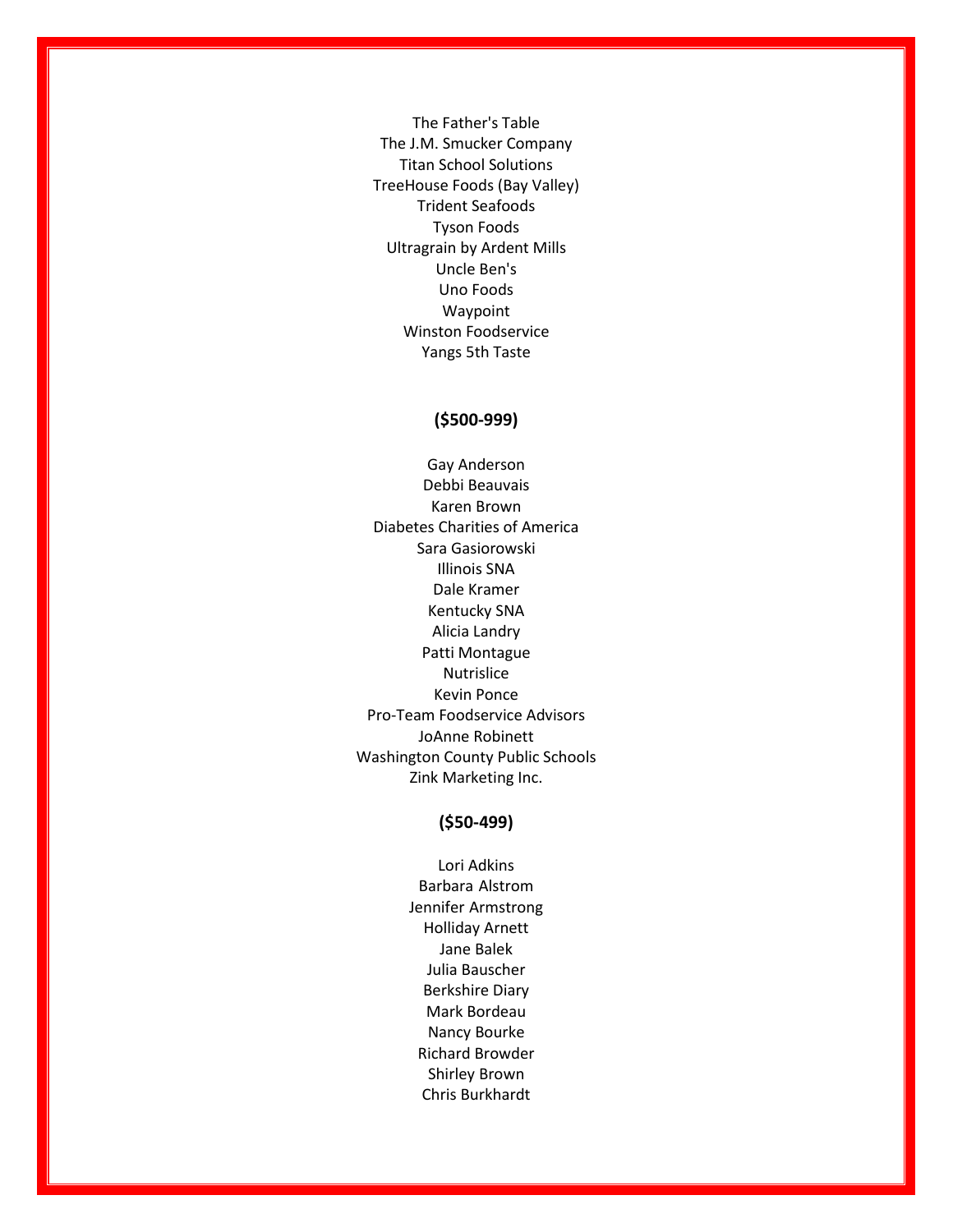The Father's Table
The J.M. Smucker Company
Titan School Solutions
TreeHouse Foods (Bay Valley)
Trident Seafoods
Tyson Foods
Ultragrain by Ardent Mills
Uncle Ben's
Uno Foods
Waypoint
Winston Foodservice
Yangs 5th Taste

**($500-999)**

Gay Anderson
Debbi Beauvais
Karen Brown
Diabetes Charities of America
Sara Gasiorowski
Illinois SNA
Dale Kramer
Kentucky SNA
Alicia Landry
Patti Montague
Nutrislice
Kevin Ponce
Pro-Team Foodservice Advisors
JoAnne Robinett
Washington County Public Schools
Zink Marketing Inc.

**($50-499)**

Lori Adkins
Barbara Alstrom
Jennifer Armstrong
Holliday Arnett
Jane Balek
Julia Bauscher
Berkshire Diary
Mark Bordeau
Nancy Bourke
Richard Browder
Shirley Brown
Chris Burkhardt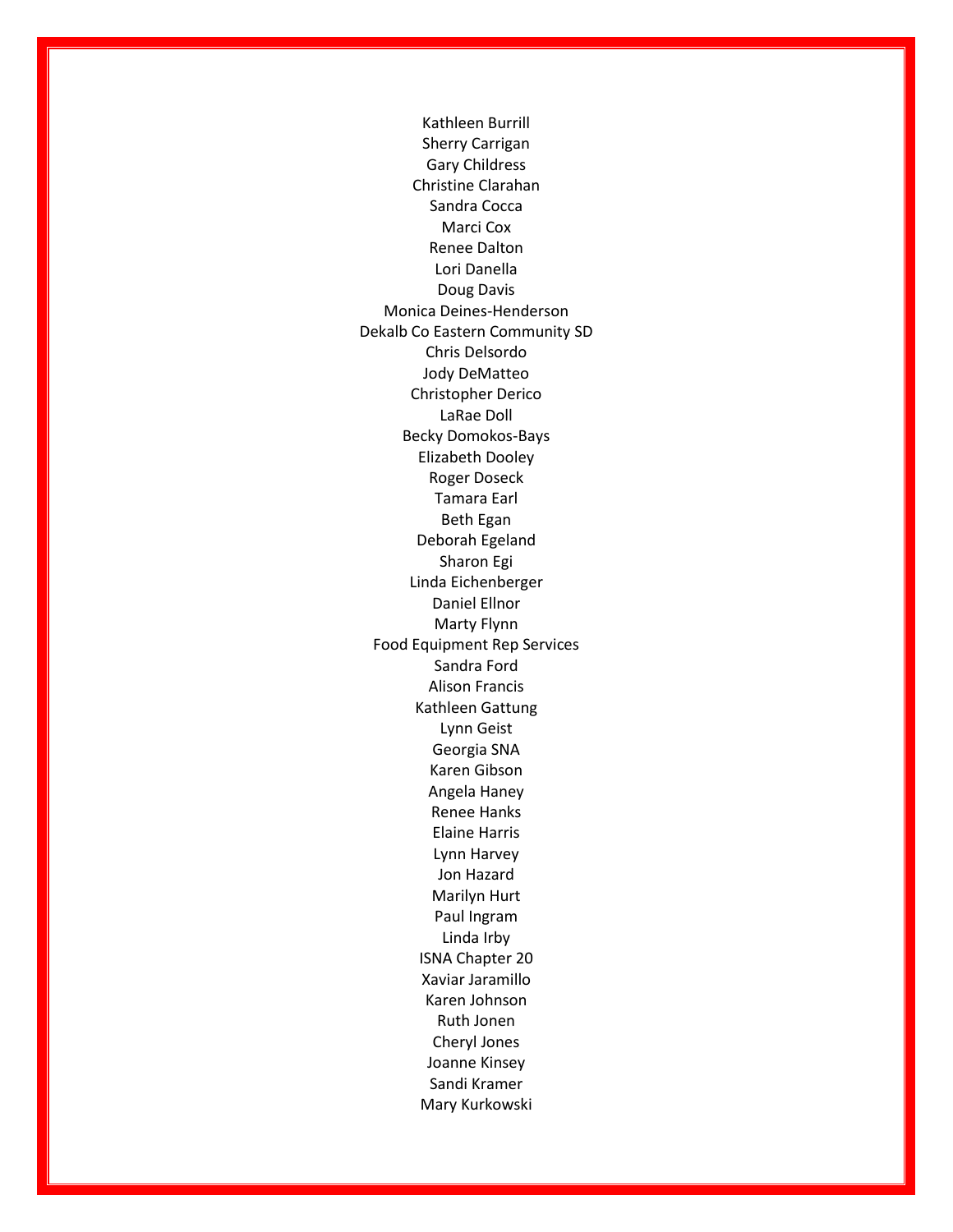Kathleen Burrill
Sherry Carrigan
Gary Childress
Christine Clarahan
Sandra Cocca
Marci Cox
Renee Dalton
Lori Danella
Doug Davis
Monica Deines-Henderson
Dekalb Co Eastern Community SD
Chris Delsordo
Jody DeMatteo
Christopher Derico
LaRae Doll
Becky Domokos-Bays
Elizabeth Dooley
Roger Doseck
Tamara Earl
Beth Egan
Deborah Egeland
Sharon Egi
Linda Eichenberger
Daniel Ellnor
Marty Flynn
Food Equipment Rep Services
Sandra Ford
Alison Francis
Kathleen Gattung
Lynn Geist
Georgia SNA
Karen Gibson
Angela Haney
Renee Hanks
Elaine Harris
Lynn Harvey
Jon Hazard
Marilyn Hurt
Paul Ingram
Linda Irby
ISNA Chapter 20
Xaviar Jaramillo
Karen Johnson
Ruth Jonen
Cheryl Jones
Joanne Kinsey
Sandi Kramer
Mary Kurkowski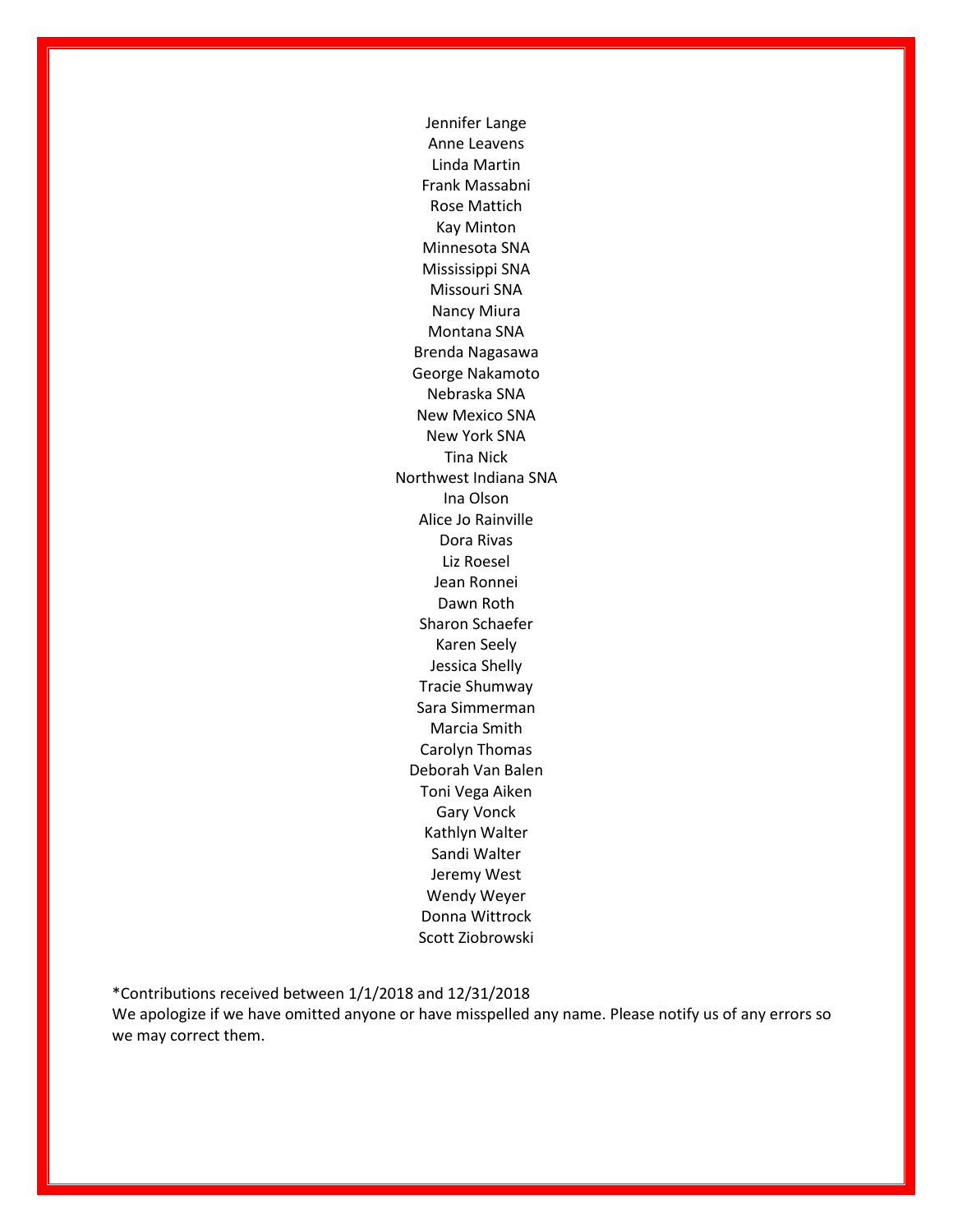Jennifer Lange
Anne Leavens
Linda Martin
Frank Massabni
Rose Mattich
Kay Minton
Minnesota SNA
Mississippi SNA
Missouri SNA
Nancy Miura
Montana SNA
Brenda Nagasawa
George Nakamoto
Nebraska SNA
New Mexico SNA
New York SNA
Tina Nick
Northwest Indiana SNA
Ina Olson
Alice Jo Rainville
Dora Rivas
Liz Roesel
Jean Ronnei
Dawn Roth
Sharon Schaefer
Karen Seely
Jessica Shelly
Tracie Shumway
Sara Simmerman
Marcia Smith
Carolyn Thomas
Deborah Van Balen
Toni Vega Aiken
Gary Vonck
Kathlyn Walter
Sandi Walter
Jeremy West
Wendy Weyer
Donna Wittrock
Scott Ziobrowski

*Contributions received between 1/1/2018 and 12/31/2018
We apologize if we have omitted anyone or have misspelled any name. Please notify us of any errors so we may correct them.